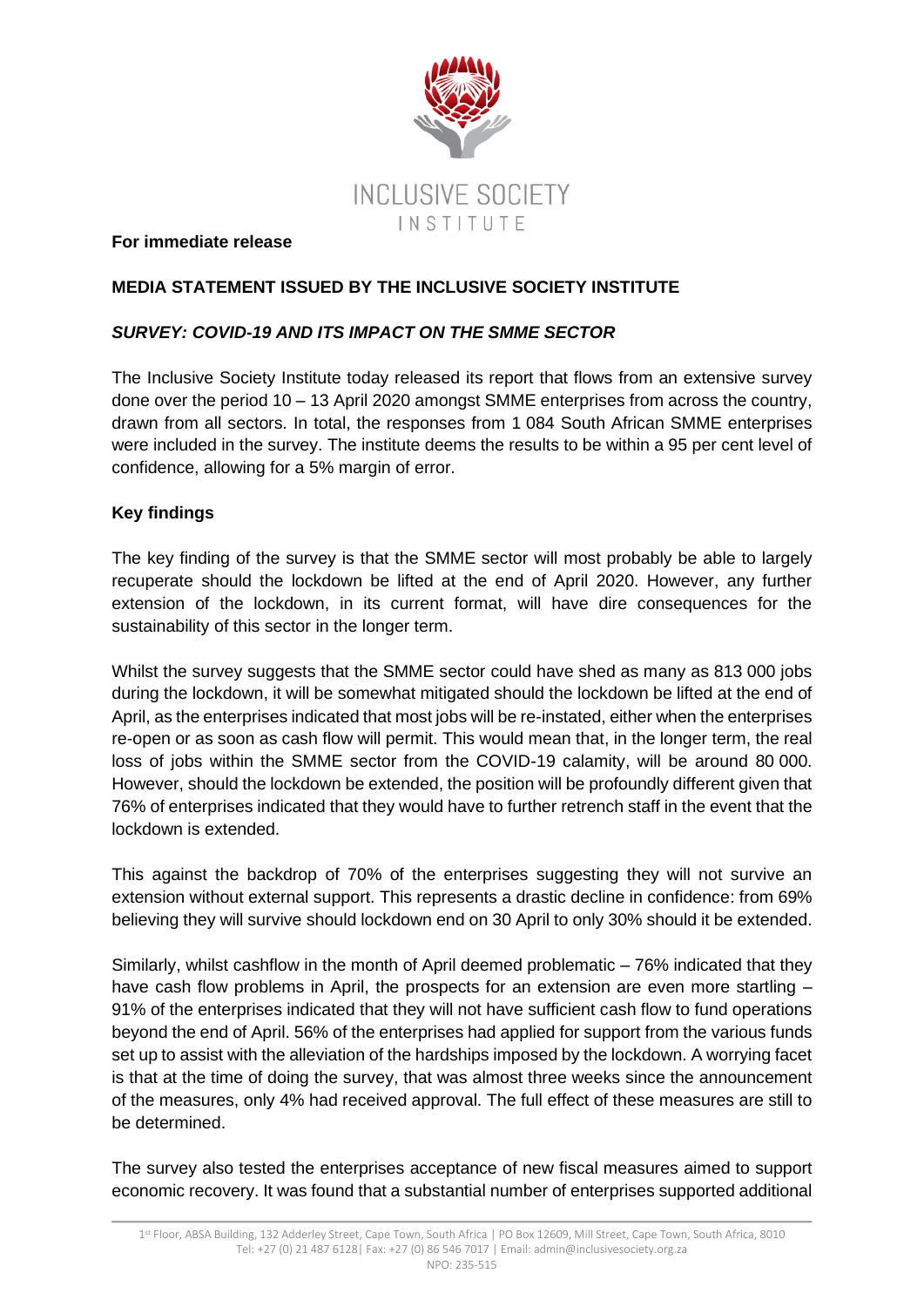INCLUSIVE SOCIETY INSTITUTE

**For immediate release**

**MEDIA STATEMENT ISSUED BY THE INCLUSIVE SOCIETY INSTITUTE**

***SURVEY: COVID-19 AND ITS IMPACT ON THE SMME SECTOR***

The Inclusive Society Institute today released its report that flows from an extensive survey done over the period 10 – 13 April 2020 amongst SMME enterprises from across the country, drawn from all sectors. In total, the responses from 1 084 South African SMME enterprises were included in the survey. The institute deems the results to be within a 95 per cent level of confidence, allowing for a 5% margin of error.

**Key findings**

The key finding of the survey is that the SMME sector will most probably be able to largely recuperate should the lockdown be lifted at the end of April 2020. However, any further extension of the lockdown, in its current format, will have dire consequences for the sustainability of this sector in the longer term.

Whilst the survey suggests that the SMME sector could have shed as many as 813 000 jobs during the lockdown, it will be somewhat mitigated should the lockdown be lifted at the end of April, as the enterprises indicated that most jobs will be re-instated, either when the enterprises re-open or as soon as cash flow will permit. This would mean that, in the longer term, the real loss of jobs within the SMME sector from the COVID-19 calamity, will be around 80 000. However, should the lockdown be extended, the position will be profoundly different given that 76% of enterprises indicated that they would have to further retrench staff in the event that the lockdown is extended.

This against the backdrop of 70% of the enterprises suggesting they will not survive an extension without external support. This represents a drastic decline in confidence: from 69% believing they will survive should lockdown end on 30 April to only 30% should it be extended.

Similarly, whilst cashflow in the month of April deemed problematic – 76% indicated that they have cash flow problems in April, the prospects for an extension are even more startling – 91% of the enterprises indicated that they will not have sufficient cash flow to fund operations beyond the end of April. 56% of the enterprises had applied for support from the various funds set up to assist with the alleviation of the hardships imposed by the lockdown. A worrying facet is that at the time of doing the survey, that was almost three weeks since the announcement of the measures, only 4% had received approval. The full effect of these measures are still to be determined.

The survey also tested the enterprises acceptance of new fiscal measures aimed to support economic recovery. It was found that a substantial number of enterprises supported additional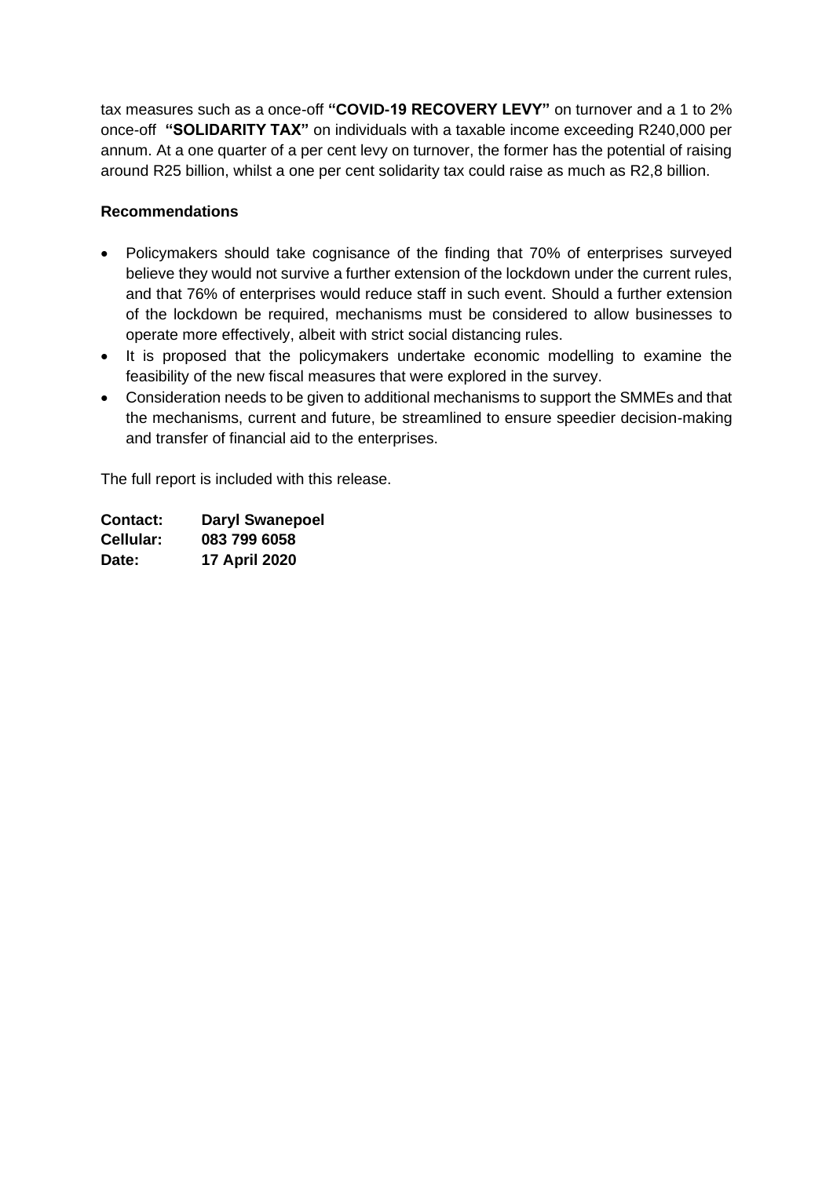tax measures such as a once-off **"COVID-19 RECOVERY LEVY"** on turnover and a 1 to 2% once-off **"SOLIDARITY TAX"** on individuals with a taxable income exceeding R240,000 per annum. At a one quarter of a per cent levy on turnover, the former has the potential of raising around R25 billion, whilst a one per cent solidarity tax could raise as much as R2,8 billion.

**Recommendations**

- Policymakers should take cognisance of the finding that 70% of enterprises surveyed believe they would not survive a further extension of the lockdown under the current rules, and that 76% of enterprises would reduce staff in such event. Should a further extension of the lockdown be required, mechanisms must be considered to allow businesses to operate more effectively, albeit with strict social distancing rules.
- It is proposed that the policymakers undertake economic modelling to examine the feasibility of the new fiscal measures that were explored in the survey.
- Consideration needs to be given to additional mechanisms to support the SMMEs and that the mechanisms, current and future, be streamlined to ensure speedier decision-making and transfer of financial aid to the enterprises.

The full report is included with this release.

| | |
|---|---|
| **Contact:** | **Daryl Swanepoel** |
| **Cellular:** | **083 799 6058** |
| **Date:** | **17 April 2020** |